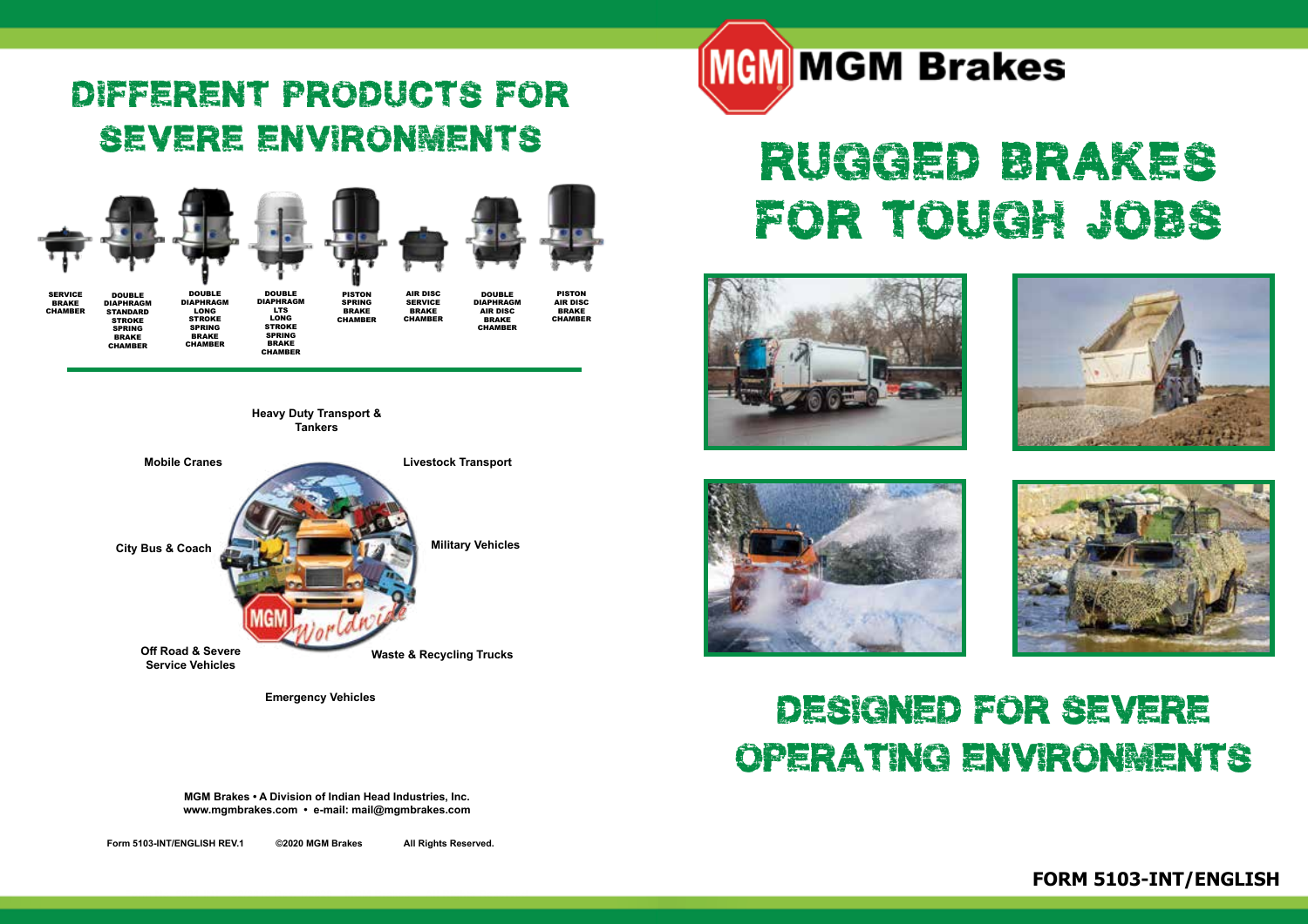# DIFFERENT PRODUCTS FOR SEVERE ENVIRONMENTS

- SERVICE BRAKE CHAMBER
- DOUBLE DIAPHRAGM STANDARD STROKE SPRING BRAKE CHAMBER
- DOUBLE DIAPHRAGM LONG STROKE SPRING BRAKE CHAMBER
- DOUBLE DIAPHRAGM LTS LONG STROKE SPRING BRAKE CHAMBER
- PISTON SPRING BRAKE CHAMBER
- AIR DISC SERVICE BRAKE CHAMBER
- DOUBLE DIAPHRAGM AIR DISC BRAKE CHAMBER
- PISTON AIR DISC BRAKE CHAMBER

Heavy Duty Transport & Tankers

Mobile Cranes

Livestock Transport

City Bus & Coach

Military Vehicles

Off Road & Severe Service Vehicles

Waste & Recycling Trucks

Emergency Vehicles

MGM Worldwide

**MGM Brakes • A Division of Indian Head Industries, Inc.**
**www.mgmbrakes.com • e-mail: mail@mgmbrakes.com**

Form 5103-INT/ENGLISH REV.1 ©2020 MGM Brakes All Rights Reserved.

# MGM Brakes

# RUGGED BRAKES FOR TOUGH JOBS

# DESIGNED FOR SEVERE OPERATING ENVIRONMENTS

**FORM 5103-INT/ENGLISH**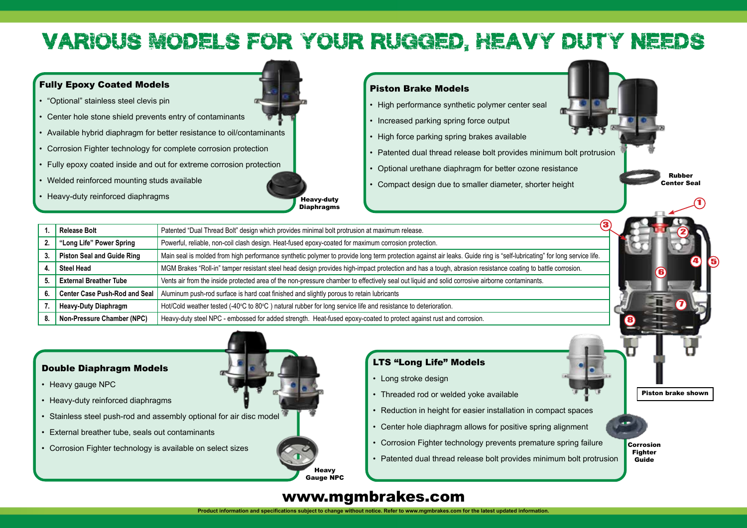# VARIOUS MODELS FOR YOUR RUGGED, HEAVY DUTY NEEDS

## Fully Epoxy Coated Models

- "Optional" stainless steel clevis pin
- Center hole stone shield prevents entry of contaminants
- Available hybrid diaphragm for better resistance to oil/contaminants
- Corrosion Fighter technology for complete corrosion protection
- Fully epoxy coated inside and out for extreme corrosion protection
- Welded reinforced mounting studs available
- Heavy-duty reinforced diaphragms

Heavy-duty Diaphragms

## Piston Brake Models

- High performance synthetic polymer center seal
- Increased parking spring force output
- High force parking spring brakes available
- Patented dual thread release bolt provides minimum bolt protrusion
- Optional urethane diaphragm for better ozone resistance
- Compact design due to smaller diameter, shorter height

Rubber Center Seal

| | | |
|---|---|---|
| 1. | Release Bolt | Patented "Dual Thread Bolt" design which provides minimal bolt protrusion at maximum release. |
| 2. | "Long Life" Power Spring | Powerful, reliable, non-coil clash design. Heat-fused epoxy-coated for maximum corrosion protection. |
| 3. | Piston Seal and Guide Ring | Main seal is molded from high performance synthetic polymer to provide long term protection against air leaks. Guide ring is "self-lubricating" for long service life. |
| 4. | Steel Head | MGM Brakes "Roll-in" tamper resistant steel head design provides high-impact protection and has a tough, abrasion resistance coating to battle corrosion. |
| 5. | External Breather Tube | Vents air from the inside protected area of the non-pressure chamber to effectively seal out liquid and solid corrosive airborne contaminants. |
| 6. | Center Case Push-Rod and Seal | Aluminum push-rod surface is hard coat finished and slightly porous to retain lubricants |
| 7. | Heavy-Duty Diaphragm | Hot/Cold weather tested (-40°C to 80°C ) natural rubber for long service life and resistance to deterioration. |
| 8. | Non-Pressure Chamber (NPC) | Heavy-duty steel NPC - embossed for added strength. Heat-fused epoxy-coated to protect against rust and corrosion. |

Piston brake shown

## Double Diaphragm Models

- Heavy gauge NPC
- Heavy-duty reinforced diaphragms
- Stainless steel push-rod and assembly optional for air disc model
- External breather tube, seals out contaminants
- Corrosion Fighter technology is available on select sizes

Heavy Gauge NPC

## LTS "Long Life" Models

- Long stroke design
- Threaded rod or welded yoke available
- Reduction in height for easier installation in compact spaces
- Center hole diaphragm allows for positive spring alignment
- Corrosion Fighter technology prevents premature spring failure
- Patented dual thread release bolt provides minimum bolt protrusion

Corrosion Fighter Guide

**www.mgmbrakes.com**

Product information and specifications subject to change without notice. Refer to www.mgmbrakes.com for the latest updated information.